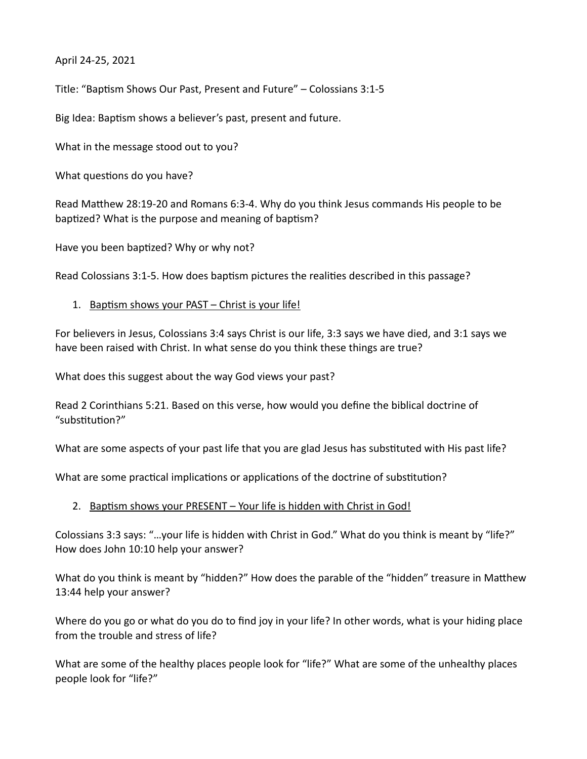April 24-25, 2021

Title: "Baptism Shows Our Past, Present and Future" – Colossians 3:1-5

Big Idea: Baptism shows a believer's past, present and future.

What in the message stood out to you?

What questions do you have?

Read Matthew 28:19-20 and Romans 6:3-4. Why do you think Jesus commands His people to be baptized? What is the purpose and meaning of baptism?

Have you been baptized? Why or why not?

Read Colossians 3:1-5. How does baptism pictures the realities described in this passage?

1. <u>Baptism shows your PAST – Christ is your life!</u>

For believers in Jesus, Colossians 3:4 says Christ is our life, 3:3 says we have died, and 3:1 says we have been raised with Christ. In what sense do you think these things are true?

What does this suggest about the way God views your past?

Read 2 Corinthians 5:21. Based on this verse, how would you define the biblical doctrine of "substitution?"

What are some aspects of your past life that you are glad Jesus has substituted with His past life?

What are some practical implications or applications of the doctrine of substitution?

2. <u>Baptism shows your PRESENT – Your life is hidden with Christ in God!</u>

Colossians 3:3 says: "…your life is hidden with Christ in God." What do you think is meant by "life?" How does John 10:10 help your answer?

What do you think is meant by "hidden?" How does the parable of the "hidden" treasure in Matthew 13:44 help your answer?

Where do you go or what do you do to find joy in your life? In other words, what is your hiding place from the trouble and stress of life?

What are some of the healthy places people look for "life?" What are some of the unhealthy places people look for "life?"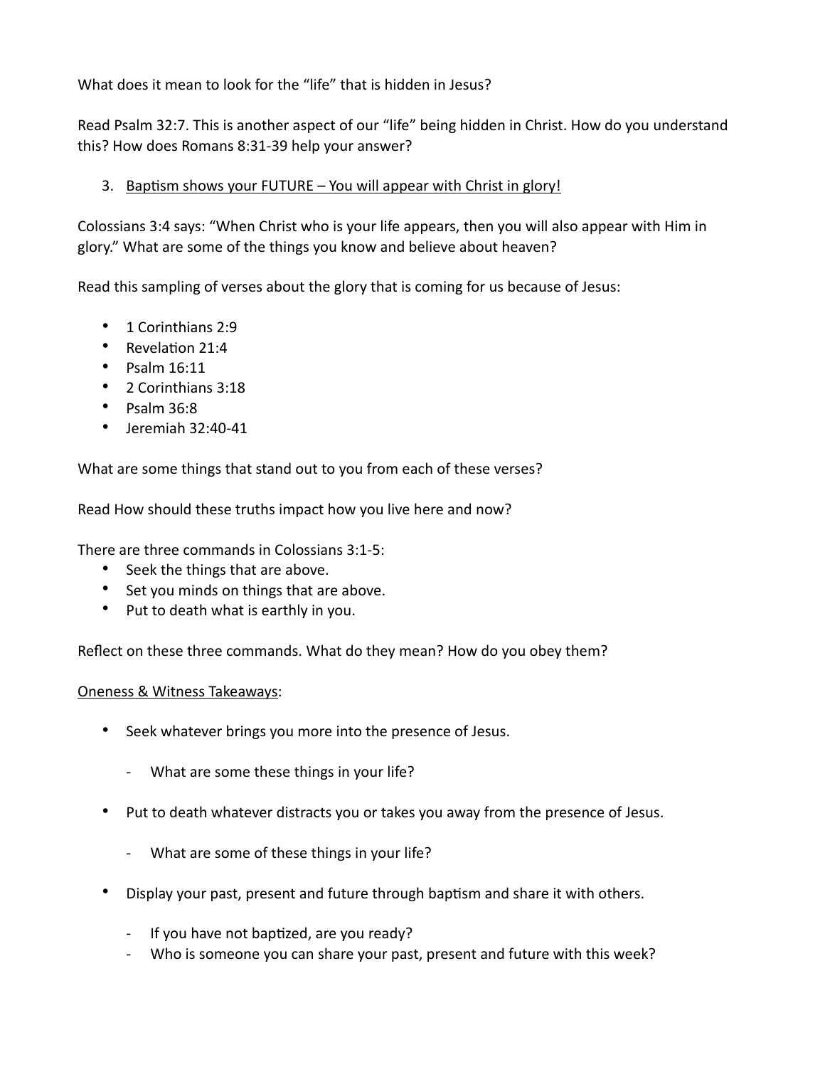What does it mean to look for the "life" that is hidden in Jesus?

Read Psalm 32:7. This is another aspect of our "life" being hidden in Christ. How do you understand this? How does Romans 8:31-39 help your answer?

3. <u>Baptism shows your FUTURE – You will appear with Christ in glory!</u>

Colossians 3:4 says: "When Christ who is your life appears, then you will also appear with Him in glory." What are some of the things you know and believe about heaven?

Read this sampling of verses about the glory that is coming for us because of Jesus:

- 1 Corinthians 2:9
- Revelation 21:4
- Psalm 16:11
- 2 Corinthians 3:18
- Psalm 36:8
- Jeremiah 32:40-41

What are some things that stand out to you from each of these verses?

Read How should these truths impact how you live here and now?

There are three commands in Colossians 3:1-5:

- Seek the things that are above.
- Set you minds on things that are above.
- Put to death what is earthly in you.

Reflect on these three commands. What do they mean? How do you obey them?

<u>Oneness & Witness Takeaways</u>:

- Seek whatever brings you more into the presence of Jesus.
  - What are some these things in your life?
- Put to death whatever distracts you or takes you away from the presence of Jesus.
  - What are some of these things in your life?
- Display your past, present and future through baptism and share it with others.
  - If you have not baptized, are you ready?
  - Who is someone you can share your past, present and future with this week?